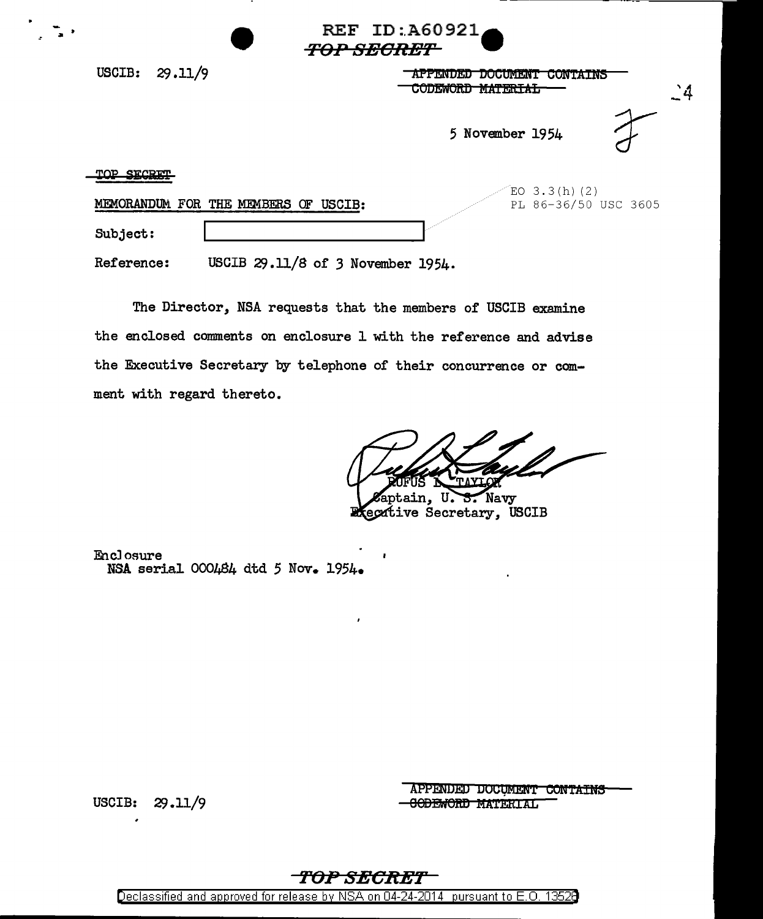REF ID:A60921

~~TOP SECRET~~

USCIB: 29.11/9

~~APPENDED DOCUMENT CONTAINS CODEWORD MATERIAL~~

5 November 1954

~~TOP SECRET~~

MEMORANDUM FOR THE MEMBERS OF USCIB:

EO 3.3(h)(2)
PL 86-36/50 USC 3605

Subject: [redacted]

Reference: USCIB 29.11/8 of 3 November 1954.

The Director, NSA requests that the members of USCIB examine the enclosed comments on enclosure 1 with the reference and advise the Executive Secretary by telephone of their concurrence or comment with regard thereto.

RUFUS L. TAYLOR
Captain, U. S. Navy
Executive Secretary, USCIB

Enclosure
NSA serial 000484 dtd 5 Nov. 1954.

USCIB: 29.11/9

~~APPENDED DOCUMENT CONTAINS CODEWORD MATERIAL~~

~~TOP SECRET~~

Declassified and approved for release by NSA on 04-24-2014 pursuant to E.O. 13526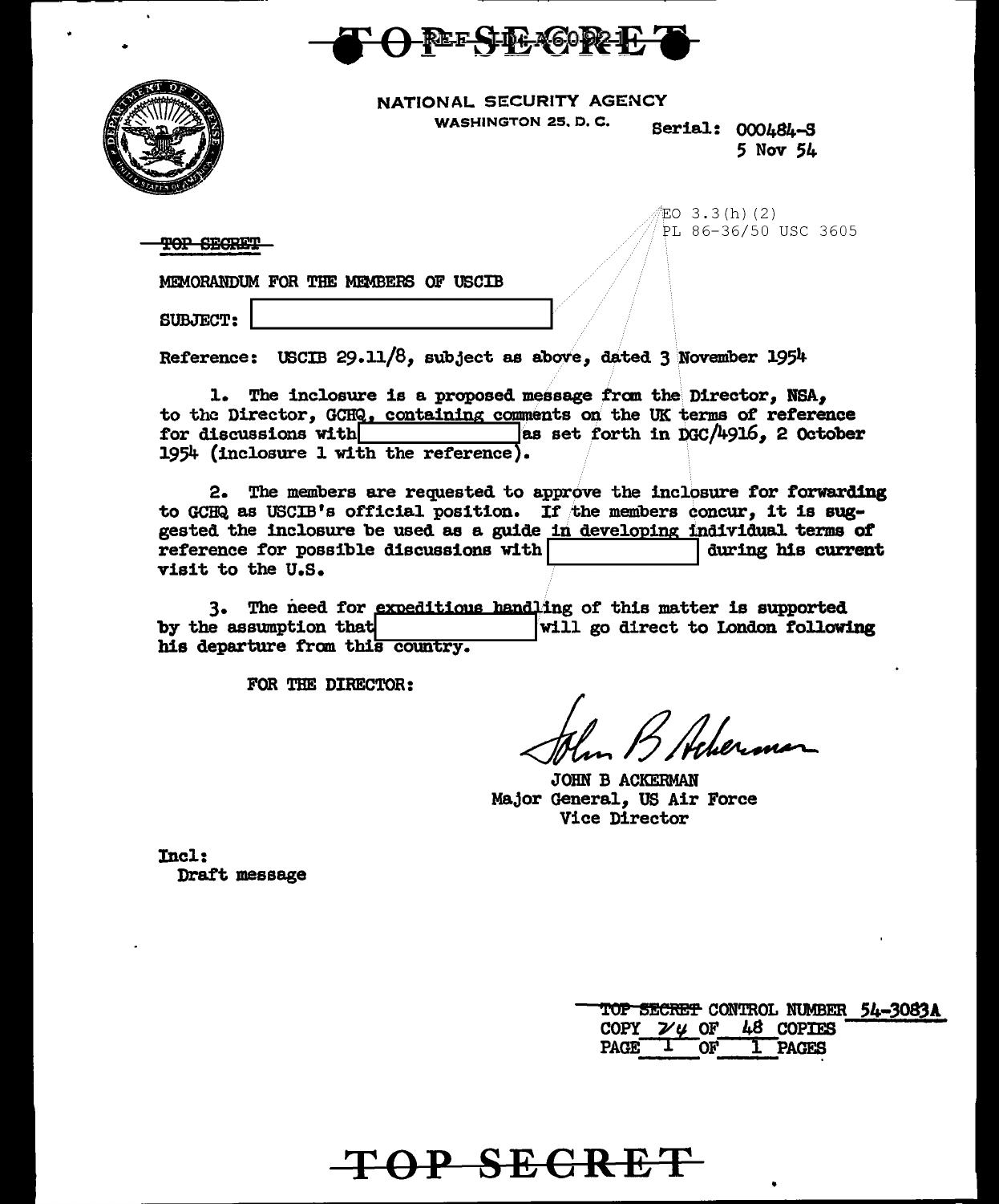TOP SECRET

NATIONAL SECURITY AGENCY
WASHINGTON 25, D. C.

Serial: 000484-S
5 Nov 54

EO 3.3(h)(2)
PL 86-36/50 USC 3605

TOP SECRET

MEMORANDUM FOR THE MEMBERS OF USCIB

SUBJECT: [REDACTED]

Reference: USCIB 29.11/8, subject as above, dated 3 November 1954

1. The inclosure is a proposed message from the Director, NSA, to the Director, GCHQ, containing comments on the UK terms of reference for discussions with [REDACTED] as set forth in DGC/4916, 2 October 1954 (inclosure 1 with the reference).

2. The members are requested to approve the inclosure for forwarding to GCHQ as USCIB's official position. If the members concur, it is suggested the inclosure be used as a guide in developing individual terms of reference for possible discussions with [REDACTED] during his current visit to the U.S.

3. The need for expeditious handling of this matter is supported by the assumption that [REDACTED] will go direct to London following his departure from this country.

FOR THE DIRECTOR:

*John B Ackerman*

JOHN B ACKERMAN
Major General, US Air Force
Vice Director

Incl:
Draft message

TOP SECRET CONTROL NUMBER 54-3083A
COPY 24 OF 48 COPIES
PAGE 1 OF 1 PAGES

TOP SECRET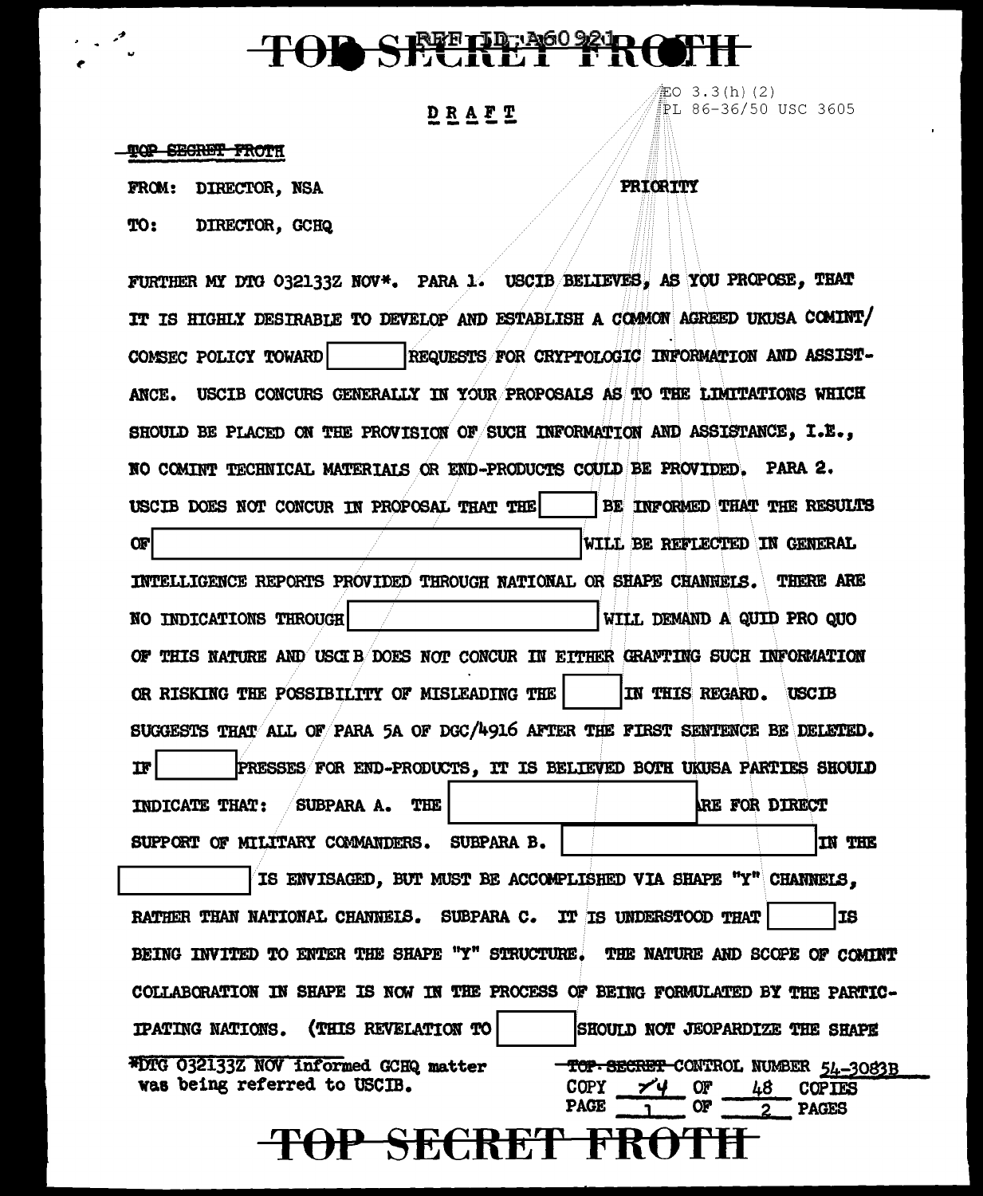TOP SECRET FROTH

REF ID:A60921

EO 3.3(h)(2)
PL 86-36/50 USC 3605

**DRAFT**

~~TOP SECRET FROTH~~

FROM: DIRECTOR, NSA

PRIORITY

TO: DIRECTOR, GCHQ

FURTHER MY DTG 032133Z NOV*. PARA 1. USCIB BELIEVES, AS YOU PROPOSE, THAT IT IS HIGHLY DESIRABLE TO DEVELOP AND ESTABLISH A COMMON AGREED UKUSA COMINT/ COMSEC POLICY TOWARD [ ] REQUESTS FOR CRYPTOLOGIC INFORMATION AND ASSISTANCE. USCIB CONCURS GENERALLY IN YOUR PROPOSALS AS TO THE LIMITATIONS WHICH SHOULD BE PLACED ON THE PROVISION OF SUCH INFORMATION AND ASSISTANCE, I.E., NO COMINT TECHNICAL MATERIALS OR END-PRODUCTS COULD BE PROVIDED. PARA 2. USCIB DOES NOT CONCUR IN PROPOSAL THAT THE [ ] BE INFORMED THAT THE RESULTS OF [ ] WILL BE REFLECTED IN GENERAL INTELLIGENCE REPORTS PROVIDED THROUGH NATIONAL OR SHAPE CHANNELS. THERE ARE NO INDICATIONS THROUGH [ ] WILL DEMAND A QUID PRO QUO OF THIS NATURE AND USCIB DOES NOT CONCUR IN EITHER GRANTING SUCH INFORMATION OR RISKING THE POSSIBILITY OF MISLEADING THE [ ] IN THIS REGARD. USCIB SUGGESTS THAT ALL OF PARA 5A OF DGC/4916 AFTER THE FIRST SENTENCE BE DELETED. IF [ ] PRESSES FOR END-PRODUCTS, IT IS BELIEVED BOTH UKUSA PARTIES SHOULD INDICATE THAT: SUBPARA A. THE [ ] ARE FOR DIRECT SUPPORT OF MILITARY COMMANDERS. SUBPARA B. [ ] IN THE [ ] IS ENVISAGED, BUT MUST BE ACCOMPLISHED VIA SHAPE "Y" CHANNELS, RATHER THAN NATIONAL CHANNELS. SUBPARA C. IT IS UNDERSTOOD THAT [ ] IS BEING INVITED TO ENTER THE SHAPE "Y" STRUCTURE. THE NATURE AND SCOPE OF COMINT COLLABORATION IN SHAPE IS NOW IN THE PROCESS OF BEING FORMULATED BY THE PARTICIPATING NATIONS. (THIS REVELATION TO [ ] SHOULD NOT JEOPARDIZE THE SHAPE

*DTG 032133Z NOV informed GCHQ matter was being referred to USCIB.

~~TOP SECRET~~ CONTROL NUMBER 54-3083B
COPY 24 OF 48 COPIES
PAGE 1 OF 2 PAGES

TOP SECRET FROTH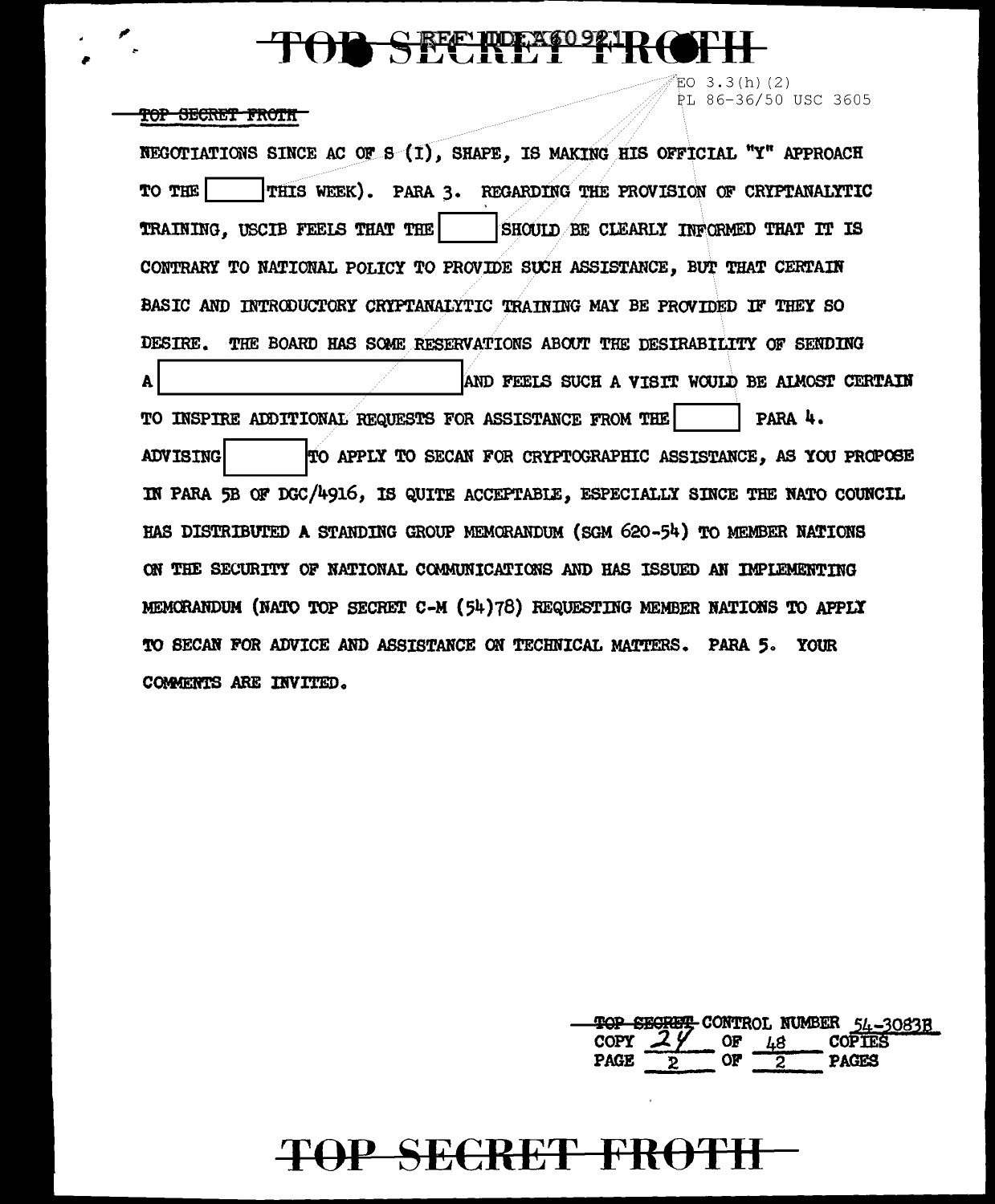TOP SECRET FROTH

EO 3.3(h)(2)
PL 86-36/50 USC 3605

TOP SECRET FROTH

NEGOTIATIONS SINCE AC OF S (I), SHAPE, IS MAKING HIS OFFICIAL "Y" APPROACH TO THE [ ] THIS WEEK). PARA 3. REGARDING THE PROVISION OF CRYPTANALYTIC TRAINING, USCIB FEELS THAT THE [ ] SHOULD BE CLEARLY INFORMED THAT IT IS CONTRARY TO NATIONAL POLICY TO PROVIDE SUCH ASSISTANCE, BUT THAT CERTAIN BASIC AND INTRODUCTORY CRYPTANALYTIC TRAINING MAY BE PROVIDED IF THEY SO DESIRE. THE BOARD HAS SOME RESERVATIONS ABOUT THE DESIRABILITY OF SENDING A [ ] AND FEELS SUCH A VISIT WOULD BE ALMOST CERTAIN TO INSPIRE ADDITIONAL REQUESTS FOR ASSISTANCE FROM THE [ ] PARA 4. ADVISING [ ] TO APPLY TO SECAN FOR CRYPTOGRAPHIC ASSISTANCE, AS YOU PROPOSE IN PARA 5B OF DGC/4916, IS QUITE ACCEPTABLE, ESPECIALLY SINCE THE NATO COUNCIL HAS DISTRIBUTED A STANDING GROUP MEMORANDUM (SGM 620-54) TO MEMBER NATIONS ON THE SECURITY OF NATIONAL COMMUNICATIONS AND HAS ISSUED AN IMPLEMENTING MEMORANDUM (NATO TOP SECRET C-M (54)78) REQUESTING MEMBER NATIONS TO APPLY TO SECAN FOR ADVICE AND ASSISTANCE ON TECHNICAL MATTERS. PARA 5. YOUR COMMENTS ARE INVITED.

TOP SECRET CONTROL NUMBER 54-3083B
COPY 24 OF 48 COPIES
PAGE 2 OF 2 PAGES

TOP SECRET FROTH